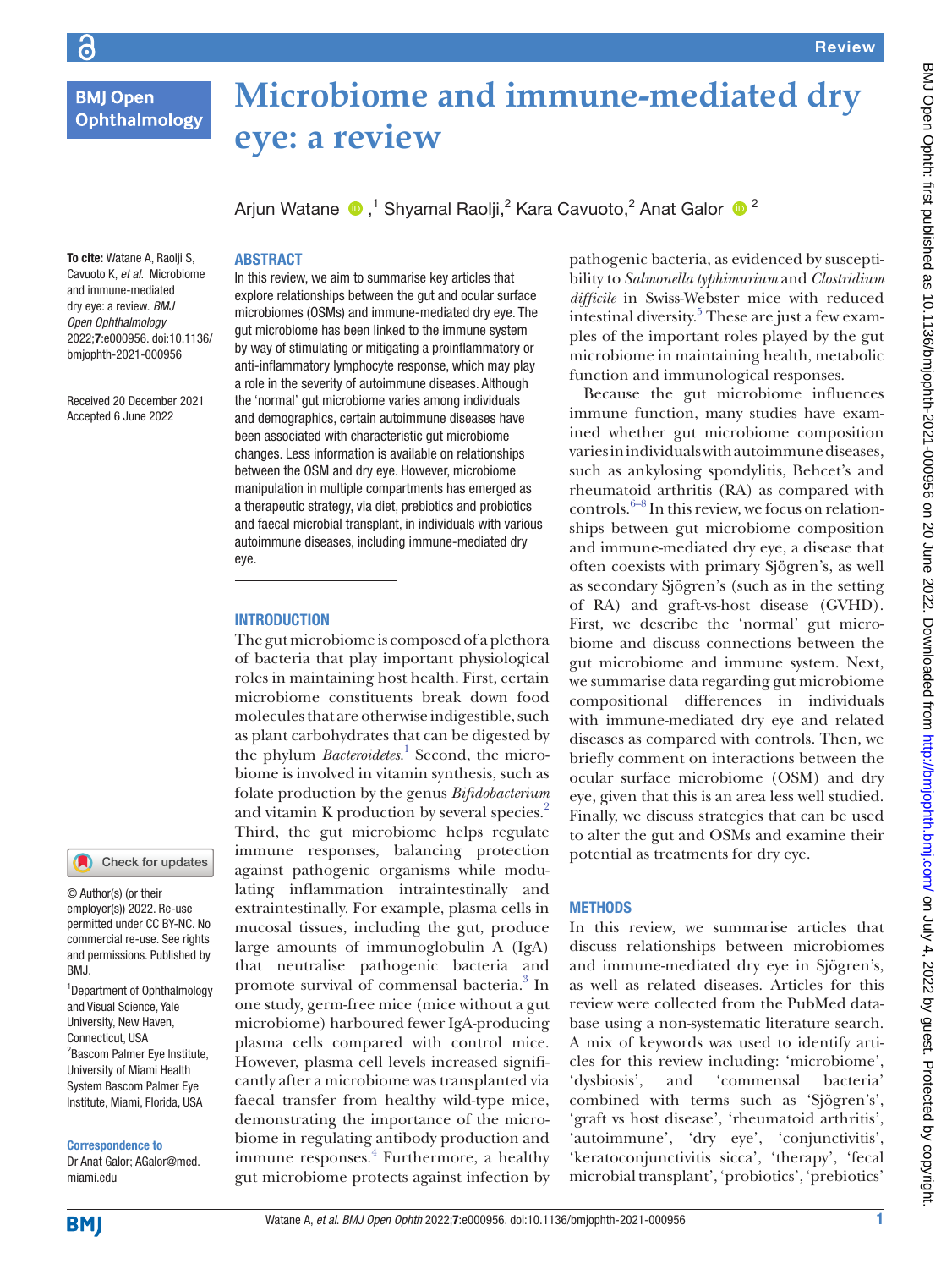# Microbiome and immune-mediated dry eye: a review

Arjun Watane ,[1] Shyamal Raolji,[2] Kara Cavuoto,[2] Anat Galor [2]

**To cite:** Watane A, Raolji S, Cavuoto K, *et al*. Microbiome and immune-mediated dry eye: a review. *BMJ Open Ophthalmology* 2022;**7**:e000956. doi:10.1136/bmjophth-2021-000956

Received 20 December 2021
Accepted 6 June 2022

© Author(s) (or their employer(s)) 2022. Re-use permitted under CC BY-NC. No commercial re-use. See rights and permissions. Published by BMJ.

[1]Department of Ophthalmology and Visual Science, Yale University, New Haven, Connecticut, USA
[2]Bascom Palmer Eye Institute, University of Miami Health System Bascom Palmer Eye Institute, Miami, Florida, USA

**Correspondence to**
Dr Anat Galor; AGalor@med.miami.edu

## ABSTRACT

In this review, we aim to summarise key articles that explore relationships between the gut and ocular surface microbiomes (OSMs) and immune-mediated dry eye. The gut microbiome has been linked to the immune system by way of stimulating or mitigating a proinflammatory or anti-inflammatory lymphocyte response, which may play a role in the severity of autoimmune diseases. Although the 'normal' gut microbiome varies among individuals and demographics, certain autoimmune diseases have been associated with characteristic gut microbiome changes. Less information is available on relationships between the OSM and dry eye. However, microbiome manipulation in multiple compartments has emerged as a therapeutic strategy, via diet, prebiotics and probiotics and faecal microbial transplant, in individuals with various autoimmune diseases, including immune-mediated dry eye.

## INTRODUCTION

The gut microbiome is composed of a plethora of bacteria that play important physiological roles in maintaining host health. First, certain microbiome constituents break down food molecules that are otherwise indigestible, such as plant carbohydrates that can be digested by the phylum *Bacteroidetes*.[1] Second, the microbiome is involved in vitamin synthesis, such as folate production by the genus *Bifidobacterium* and vitamin K production by several species.[2] Third, the gut microbiome helps regulate immune responses, balancing protection against pathogenic organisms while modulating inflammation intraintestinally and extraintestinally. For example, plasma cells in mucosal tissues, including the gut, produce large amounts of immunoglobulin A (IgA) that neutralise pathogenic bacteria and promote survival of commensal bacteria.[3] In one study, germ-free mice (mice without a gut microbiome) harboured fewer IgA-producing plasma cells compared with control mice. However, plasma cell levels increased significantly after a microbiome was transplanted via faecal transfer from healthy wild-type mice, demonstrating the importance of the microbiome in regulating antibody production and immune responses.[4] Furthermore, a healthy gut microbiome protects against infection by pathogenic bacteria, as evidenced by susceptibility to *Salmonella typhimurium* and *Clostridium difficile* in Swiss-Webster mice with reduced intestinal diversity.[5] These are just a few examples of the important roles played by the gut microbiome in maintaining health, metabolic function and immunological responses.

Because the gut microbiome influences immune function, many studies have examined whether gut microbiome composition varies in individuals with autoimmune diseases, such as ankylosing spondylitis, Behcet's and rheumatoid arthritis (RA) as compared with controls.[6–8] In this review, we focus on relationships between gut microbiome composition and immune-mediated dry eye, a disease that often coexists with primary Sjögren's, as well as secondary Sjögren's (such as in the setting of RA) and graft-vs-host disease (GVHD). First, we describe the 'normal' gut microbiome and discuss connections between the gut microbiome and immune system. Next, we summarise data regarding gut microbiome compositional differences in individuals with immune-mediated dry eye and related diseases as compared with controls. Then, we briefly comment on interactions between the ocular surface microbiome (OSM) and dry eye, given that this is an area less well studied. Finally, we discuss strategies that can be used to alter the gut and OSMs and examine their potential as treatments for dry eye.

## METHODS

In this review, we summarise articles that discuss relationships between microbiomes and immune-mediated dry eye in Sjögren's, as well as related diseases. Articles for this review were collected from the PubMed database using a non-systematic literature search. A mix of keywords was used to identify articles for this review including: 'microbiome', 'dysbiosis', and 'commensal bacteria' combined with terms such as 'Sjögren's', 'graft vs host disease', 'rheumatoid arthritis', 'autoimmune', 'dry eye', 'conjunctivitis', 'keratoconjunctivitis sicca', 'therapy', 'fecal microbial transplant', 'probiotics', 'prebiotics'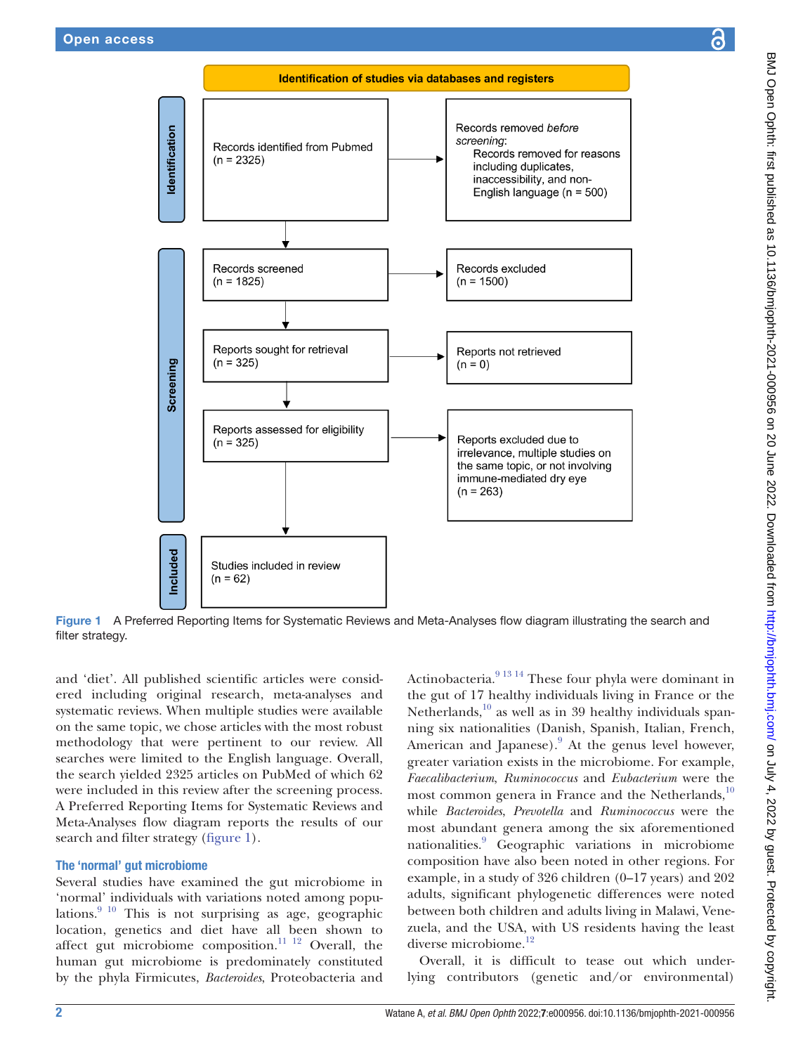**Identification of studies via databases and registers**

**Identification**

Records identified from Pubmed (n = 2325)

→ Records removed *before screening*: Records removed for reasons including duplicates, inaccessibility, and non-English language (n = 500)

**Screening**

Records screened (n = 1825)

→ Records excluded (n = 1500)

Reports sought for retrieval (n = 325)

→ Reports not retrieved (n = 0)

Reports assessed for eligibility (n = 325)

→ Reports excluded due to irrelevance, multiple studies on the same topic, or not involving immune-mediated dry eye (n = 263)

**Included**

Studies included in review (n = 62)

Figure 1 A Preferred Reporting Items for Systematic Reviews and Meta-Analyses flow diagram illustrating the search and filter strategy.

and 'diet'. All published scientific articles were considered including original research, meta-analyses and systematic reviews. When multiple studies were available on the same topic, we chose articles with the most robust methodology that were pertinent to our review. All searches were limited to the English language. Overall, the search yielded 2325 articles on PubMed of which 62 were included in this review after the screening process. A Preferred Reporting Items for Systematic Reviews and Meta-Analyses flow diagram reports the results of our search and filter strategy (figure 1).

## The 'normal' gut microbiome

Several studies have examined the gut microbiome in 'normal' individuals with variations noted among populations.[9,10] This is not surprising as age, geographic location, genetics and diet have all been shown to affect gut microbiome composition.[11,12] Overall, the human gut microbiome is predominately constituted by the phyla Firmicutes, *Bacteroides*, Proteobacteria and Actinobacteria.[9,13,14] These four phyla were dominant in the gut of 17 healthy individuals living in France or the Netherlands,[10] as well as in 39 healthy individuals spanning six nationalities (Danish, Spanish, Italian, French, American and Japanese).[9] At the genus level however, greater variation exists in the microbiome. For example, *Faecalibacterium*, *Ruminococcus* and *Eubacterium* were the most common genera in France and the Netherlands,[10] while *Bacteroides*, *Prevotella* and *Ruminococcus* were the most abundant genera among the six aforementioned nationalities.[9] Geographic variations in microbiome composition have also been noted in other regions. For example, in a study of 326 children (0–17 years) and 202 adults, significant phylogenetic differences were noted between both children and adults living in Malawi, Venezuela, and the USA, with US residents having the least diverse microbiome.[12]

Overall, it is difficult to tease out which underlying contributors (genetic and/or environmental)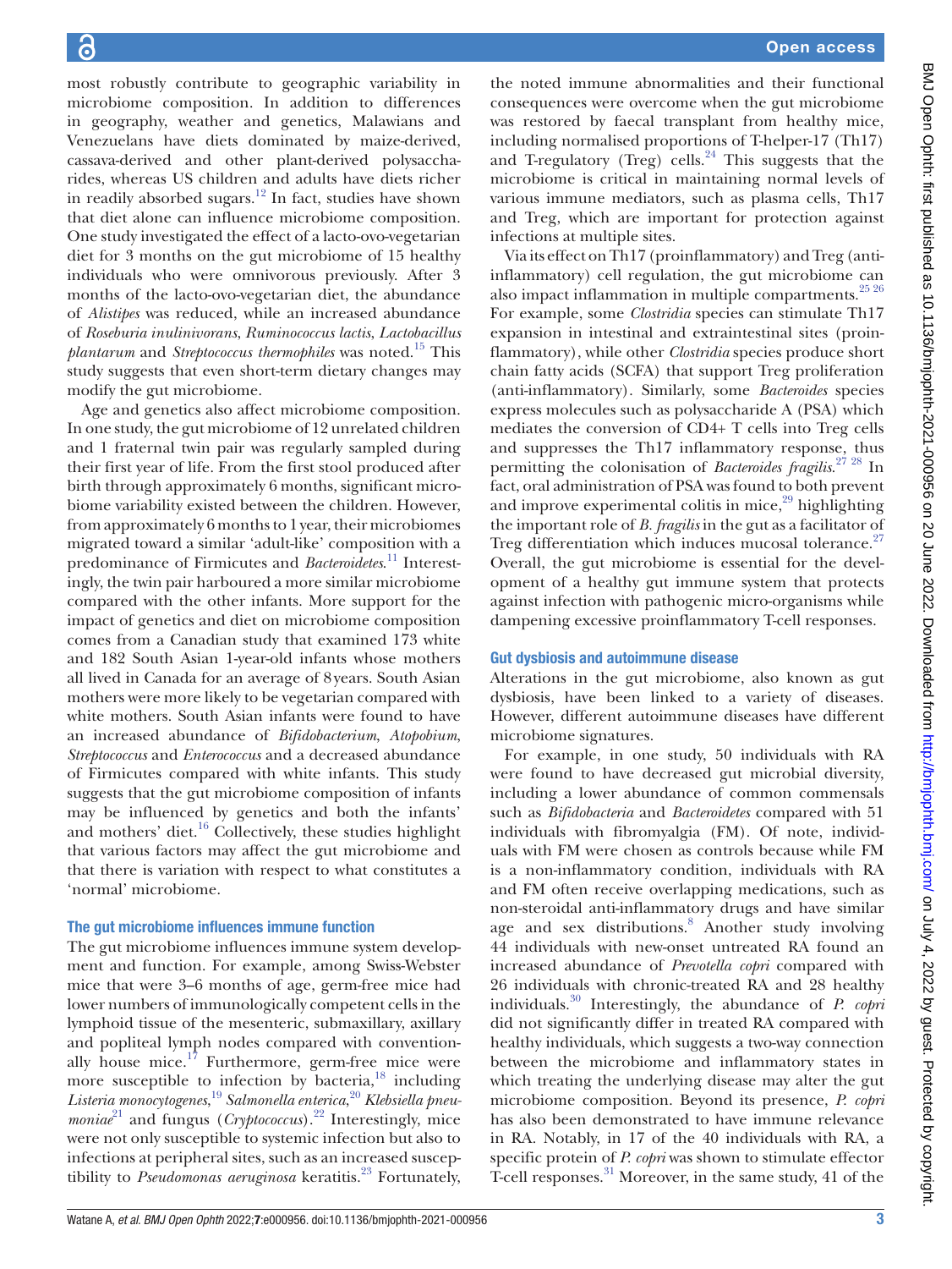most robustly contribute to geographic variability in microbiome composition. In addition to differences in geography, weather and genetics, Malawians and Venezuelans have diets dominated by maize-derived, cassava-derived and other plant-derived polysaccharides, whereas US children and adults have diets richer in readily absorbed sugars.[12] In fact, studies have shown that diet alone can influence microbiome composition. One study investigated the effect of a lacto-ovo-vegetarian diet for 3 months on the gut microbiome of 15 healthy individuals who were omnivorous previously. After 3 months of the lacto-ovo-vegetarian diet, the abundance of *Alistipes* was reduced, while an increased abundance of *Roseburia inulinivorans*, *Ruminococcus lactis*, *Lactobacillus plantarum* and *Streptococcus thermophiles* was noted.[15] This study suggests that even short-term dietary changes may modify the gut microbiome.

Age and genetics also affect microbiome composition. In one study, the gut microbiome of 12 unrelated children and 1 fraternal twin pair was regularly sampled during their first year of life. From the first stool produced after birth through approximately 6 months, significant microbiome variability existed between the children. However, from approximately 6 months to 1 year, their microbiomes migrated toward a similar 'adult-like' composition with a predominance of Firmicutes and *Bacteroidetes*.[11] Interestingly, the twin pair harboured a more similar microbiome compared with the other infants. More support for the impact of genetics and diet on microbiome composition comes from a Canadian study that examined 173 white and 182 South Asian 1-year-old infants whose mothers all lived in Canada for an average of 8 years. South Asian mothers were more likely to be vegetarian compared with white mothers. South Asian infants were found to have an increased abundance of *Bifidobacterium*, *Atopobium*, *Streptococcus* and *Enterococcus* and a decreased abundance of Firmicutes compared with white infants. This study suggests that the gut microbiome composition of infants may be influenced by genetics and both the infants' and mothers' diet.[16] Collectively, these studies highlight that various factors may affect the gut microbiome and that there is variation with respect to what constitutes a 'normal' microbiome.

## The gut microbiome influences immune function

The gut microbiome influences immune system development and function. For example, among Swiss-Webster mice that were 3–6 months of age, germ-free mice had lower numbers of immunologically competent cells in the lymphoid tissue of the mesenteric, submaxillary, axillary and popliteal lymph nodes compared with conventionally house mice.[17] Furthermore, germ-free mice were more susceptible to infection by bacteria,[18] including *Listeria monocytogenes*,[19] *Salmonella enterica*,[20] *Klebsiella pneumoniae*[21] and fungus (*Cryptococcus*).[22] Interestingly, mice were not only susceptible to systemic infection but also to infections at peripheral sites, such as an increased susceptibility to *Pseudomonas aeruginosa* keratitis.[23] Fortunately, the noted immune abnormalities and their functional consequences were overcome when the gut microbiome was restored by faecal transplant from healthy mice, including normalised proportions of T-helper-17 (Th17) and T-regulatory (Treg) cells.[24] This suggests that the microbiome is critical in maintaining normal levels of various immune mediators, such as plasma cells, Th17 and Treg, which are important for protection against infections at multiple sites.

Via its effect on Th17 (proinflammatory) and Treg (anti-inflammatory) cell regulation, the gut microbiome can also impact inflammation in multiple compartments.[25,26] For example, some *Clostridia* species can stimulate Th17 expansion in intestinal and extraintestinal sites (proinflammatory), while other *Clostridia* species produce short chain fatty acids (SCFA) that support Treg proliferation (anti-inflammatory). Similarly, some *Bacteroides* species express molecules such as polysaccharide A (PSA) which mediates the conversion of CD4+ T cells into Treg cells and suppresses the Th17 inflammatory response, thus permitting the colonisation of *Bacteroides fragilis*.[27,28] In fact, oral administration of PSA was found to both prevent and improve experimental colitis in mice,[29] highlighting the important role of *B. fragilis* in the gut as a facilitator of Treg differentiation which induces mucosal tolerance.[27] Overall, the gut microbiome is essential for the development of a healthy gut immune system that protects against infection with pathogenic micro-organisms while dampening excessive proinflammatory T-cell responses.

## Gut dysbiosis and autoimmune disease

Alterations in the gut microbiome, also known as gut dysbiosis, have been linked to a variety of diseases. However, different autoimmune diseases have different microbiome signatures.

For example, in one study, 50 individuals with RA were found to have decreased gut microbial diversity, including a lower abundance of common commensals such as *Bifidobacteria* and *Bacteroidetes* compared with 51 individuals with fibromyalgia (FM). Of note, individuals with FM were chosen as controls because while FM is a non-inflammatory condition, individuals with RA and FM often receive overlapping medications, such as non-steroidal anti-inflammatory drugs and have similar age and sex distributions.[8] Another study involving 44 individuals with new-onset untreated RA found an increased abundance of *Prevotella copri* compared with 26 individuals with chronic-treated RA and 28 healthy individuals.[30] Interestingly, the abundance of *P. copri* did not significantly differ in treated RA compared with healthy individuals, which suggests a two-way connection between the microbiome and inflammatory states in which treating the underlying disease may alter the gut microbiome composition. Beyond its presence, *P. copri* has also been demonstrated to have immune relevance in RA. Notably, in 17 of the 40 individuals with RA, a specific protein of *P. copri* was shown to stimulate effector T-cell responses.[31] Moreover, in the same study, 41 of the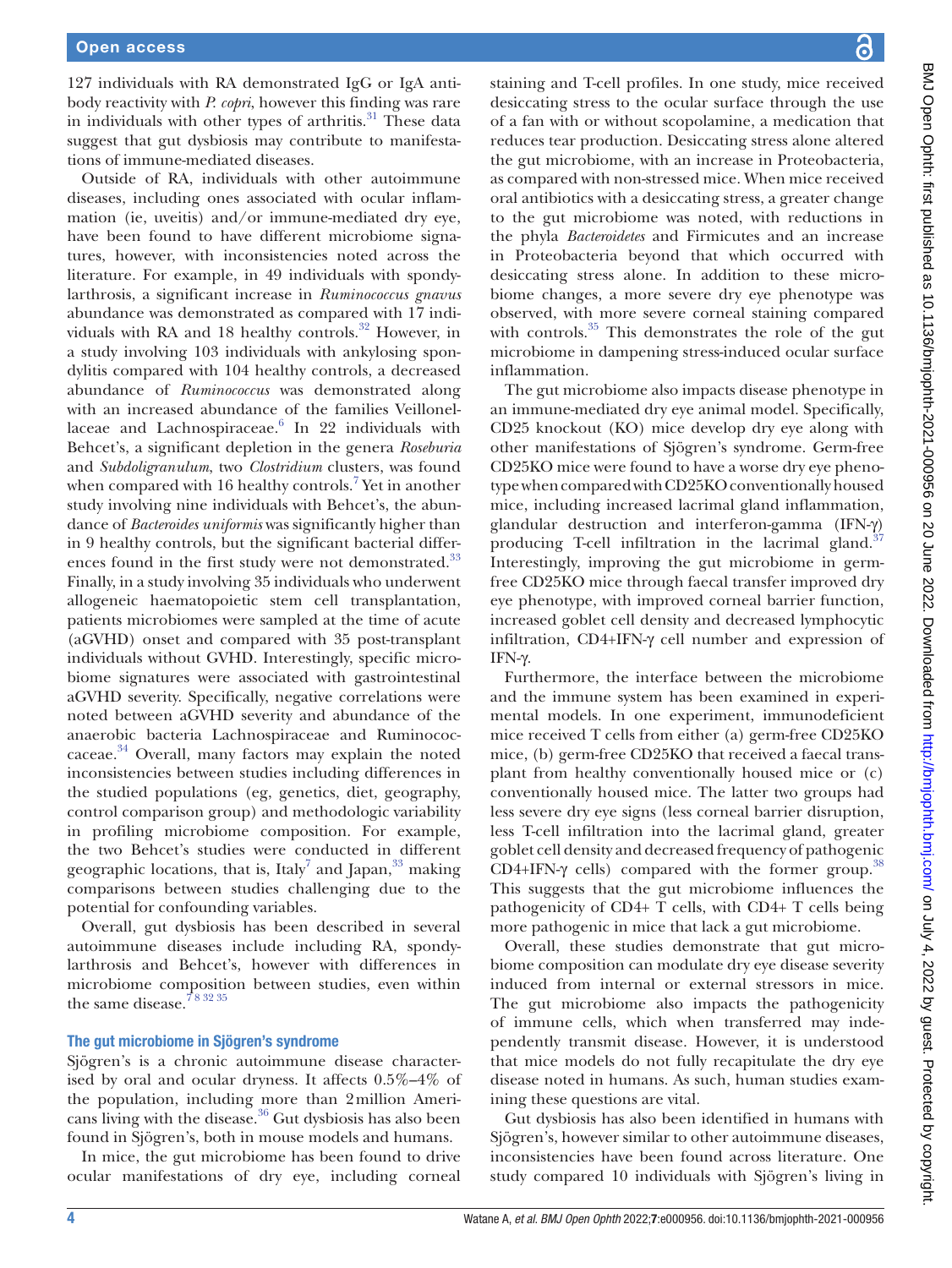127 individuals with RA demonstrated IgG or IgA antibody reactivity with *P. copri*, however this finding was rare in individuals with other types of arthritis.[31] These data suggest that gut dysbiosis may contribute to manifestations of immune-mediated diseases.

Outside of RA, individuals with other autoimmune diseases, including ones associated with ocular inflammation (ie, uveitis) and/or immune-mediated dry eye, have been found to have different microbiome signatures, however, with inconsistencies noted across the literature. For example, in 49 individuals with spondylarthrosis, a significant increase in *Ruminococcus gnavus* abundance was demonstrated as compared with 17 individuals with RA and 18 healthy controls.[32] However, in a study involving 103 individuals with ankylosing spondylitis compared with 104 healthy controls, a decreased abundance of *Ruminococcus* was demonstrated along with an increased abundance of the families Veillonellaceae and Lachnospiraceae.[6] In 22 individuals with Behcet's, a significant depletion in the genera *Roseburia* and *Subdoligranulum*, two *Clostridium* clusters, was found when compared with 16 healthy controls.[7] Yet in another study involving nine individuals with Behcet's, the abundance of *Bacteroides uniformis* was significantly higher than in 9 healthy controls, but the significant bacterial differences found in the first study were not demonstrated.[33] Finally, in a study involving 35 individuals who underwent allogeneic haematopoietic stem cell transplantation, patients microbiomes were sampled at the time of acute (aGVHD) onset and compared with 35 post-transplant individuals without GVHD. Interestingly, specific microbiome signatures were associated with gastrointestinal aGVHD severity. Specifically, negative correlations were noted between aGVHD severity and abundance of the anaerobic bacteria Lachnospiraceae and Ruminococcaceae.[34] Overall, many factors may explain the noted inconsistencies between studies including differences in the studied populations (eg, genetics, diet, geography, control comparison group) and methodologic variability in profiling microbiome composition. For example, the two Behcet's studies were conducted in different geographic locations, that is, Italy[7] and Japan,[33] making comparisons between studies challenging due to the potential for confounding variables.

Overall, gut dysbiosis has been described in several autoimmune diseases include including RA, spondylarthrosis and Behcet's, however with differences in microbiome composition between studies, even within the same disease.[7 8 32 35]

## The gut microbiome in Sjögren's syndrome

Sjögren's is a chronic autoimmune disease characterised by oral and ocular dryness. It affects 0.5%–4% of the population, including more than 2 million Americans living with the disease.[36] Gut dysbiosis has also been found in Sjögren's, both in mouse models and humans.

In mice, the gut microbiome has been found to drive ocular manifestations of dry eye, including corneal staining and T-cell profiles. In one study, mice received desiccating stress to the ocular surface through the use of a fan with or without scopolamine, a medication that reduces tear production. Desiccating stress alone altered the gut microbiome, with an increase in Proteobacteria, as compared with non-stressed mice. When mice received oral antibiotics with a desiccating stress, a greater change to the gut microbiome was noted, with reductions in the phyla *Bacteroidetes* and Firmicutes and an increase in Proteobacteria beyond that which occurred with desiccating stress alone. In addition to these microbiome changes, a more severe dry eye phenotype was observed, with more severe corneal staining compared with controls.[35] This demonstrates the role of the gut microbiome in dampening stress-induced ocular surface inflammation.

The gut microbiome also impacts disease phenotype in an immune-mediated dry eye animal model. Specifically, CD25 knockout (KO) mice develop dry eye along with other manifestations of Sjögren's syndrome. Germ-free CD25KO mice were found to have a worse dry eye phenotype when compared with CD25KO conventionally housed mice, including increased lacrimal gland inflammation, glandular destruction and interferon-gamma (IFN-γ) producing T-cell infiltration in the lacrimal gland.[37] Interestingly, improving the gut microbiome in germ-free CD25KO mice through faecal transfer improved dry eye phenotype, with improved corneal barrier function, increased goblet cell density and decreased lymphocytic infiltration, CD4+IFN-γ cell number and expression of IFN-γ.

Furthermore, the interface between the microbiome and the immune system has been examined in experimental models. In one experiment, immunodeficient mice received T cells from either (a) germ-free CD25KO mice, (b) germ-free CD25KO that received a faecal transplant from healthy conventionally housed mice or (c) conventionally housed mice. The latter two groups had less severe dry eye signs (less corneal barrier disruption, less T-cell infiltration into the lacrimal gland, greater goblet cell density and decreased frequency of pathogenic CD4+IFN-γ cells) compared with the former group.[38] This suggests that the gut microbiome influences the pathogenicity of CD4+ T cells, with CD4+ T cells being more pathogenic in mice that lack a gut microbiome.

Overall, these studies demonstrate that gut microbiome composition can modulate dry eye disease severity induced from internal or external stressors in mice. The gut microbiome also impacts the pathogenicity of immune cells, which when transferred may independently transmit disease. However, it is understood that mice models do not fully recapitulate the dry eye disease noted in humans. As such, human studies examining these questions are vital.

Gut dysbiosis has also been identified in humans with Sjögren's, however similar to other autoimmune diseases, inconsistencies have been found across literature. One study compared 10 individuals with Sjögren's living in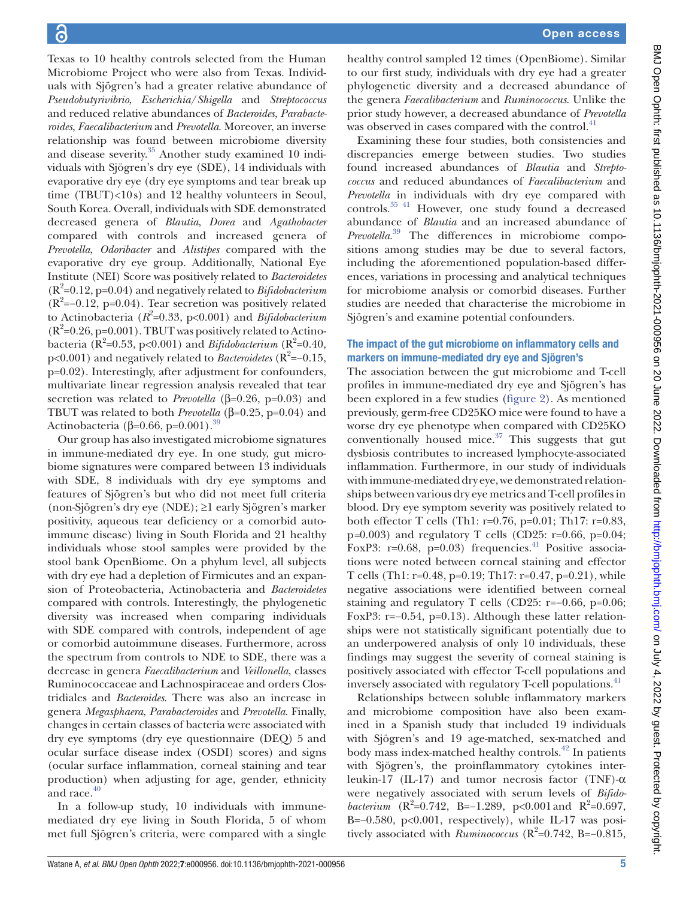Texas to 10 healthy controls selected from the Human Microbiome Project who were also from Texas. Individuals with Sjögren's had a greater relative abundance of *Pseudobutyrivibrio*, *Escherichia/Shigella* and *Streptococcus* and reduced relative abundances of *Bacteroides*, *Parabacteroides*, *Faecalibacterium* and *Prevotella*. Moreover, an inverse relationship was found between microbiome diversity and disease severity.[35] Another study examined 10 individuals with Sjögren's dry eye (SDE), 14 individuals with evaporative dry eye (dry eye symptoms and tear break up time (TBUT)<10s) and 12 healthy volunteers in Seoul, South Korea. Overall, individuals with SDE demonstrated decreased genera of *Blautia*, *Dorea* and *Agathobacter* compared with controls and increased genera of *Prevotella*, *Odoribacter* and *Alistipes* compared with the evaporative dry eye group. Additionally, National Eye Institute (NEI) Score was positively related to *Bacteroidetes* ($R^2$=0.12, p=0.04) and negatively related to *Bifidobacterium* ($R^2$=−0.12, p=0.04). Tear secretion was positively related to Actinobacteria ($R^2$=0.33, p<0.001) and *Bifidobacterium* ($R^2$=0.26, p=0.001). TBUT was positively related to Actinobacteria ($R^2$=0.53, p<0.001) and *Bifidobacterium* ($R^2$=0.40, p<0.001) and negatively related to *Bacteroidetes* ($R^2$=−0.15, p=0.02). Interestingly, after adjustment for confounders, multivariate linear regression analysis revealed that tear secretion was related to *Prevotella* (β=0.26, p=0.03) and TBUT was related to both *Prevotella* (β=0.25, p=0.04) and Actinobacteria (β=0.66, p=0.001).[39]

Our group has also investigated microbiome signatures in immune-mediated dry eye. In one study, gut microbiome signatures were compared between 13 individuals with SDE, 8 individuals with dry eye symptoms and features of Sjögren's but who did not meet full criteria (non-Sjögren's dry eye (NDE); ≥1 early Sjögren's marker positivity, aqueous tear deficiency or a comorbid autoimmune disease) living in South Florida and 21 healthy individuals whose stool samples were provided by the stool bank OpenBiome. On a phylum level, all subjects with dry eye had a depletion of Firmicutes and an expansion of Proteobacteria, Actinobacteria and *Bacteroidetes* compared with controls. Interestingly, the phylogenetic diversity was increased when comparing individuals with SDE compared with controls, independent of age or comorbid autoimmune diseases. Furthermore, across the spectrum from controls to NDE to SDE, there was a decrease in genera *Faecalibacterium* and *Veillonella*, classes Ruminococcaceae and Lachnospiraceae and orders Clostridiales and *Bacteroides*. There was also an increase in genera *Megasphaera*, *Parabacteroides* and *Prevotella*. Finally, changes in certain classes of bacteria were associated with dry eye symptoms (dry eye questionnaire (DEQ) 5 and ocular surface disease index (OSDI) scores) and signs (ocular surface inflammation, corneal staining and tear production) when adjusting for age, gender, ethnicity and race.[40]

In a follow-up study, 10 individuals with immune-mediated dry eye living in South Florida, 5 of whom met full Sjögren's criteria, were compared with a single healthy control sampled 12 times (OpenBiome). Similar to our first study, individuals with dry eye had a greater phylogenetic diversity and a decreased abundance of the genera *Faecalibacterium* and *Ruminococcus*. Unlike the prior study however, a decreased abundance of *Prevotella* was observed in cases compared with the control.[41]

Examining these four studies, both consistencies and discrepancies emerge between studies. Two studies found increased abundances of *Blautia* and *Streptococcus* and reduced abundances of *Faecalibacterium* and *Prevotella* in individuals with dry eye compared with controls.[35,41] However, one study found a decreased abundance of *Blautia* and an increased abundance of *Prevotella*.[39] The differences in microbiome compositions among studies may be due to several factors, including the aforementioned population-based differences, variations in processing and analytical techniques for microbiome analysis or comorbid diseases. Further studies are needed that characterise the microbiome in Sjögren's and examine potential confounders.

## The impact of the gut microbiome on inflammatory cells and markers on immune-mediated dry eye and Sjögren's

The association between the gut microbiome and T-cell profiles in immune-mediated dry eye and Sjögren's has been explored in a few studies (figure 2). As mentioned previously, germ-free CD25KO mice were found to have a worse dry eye phenotype when compared with CD25KO conventionally housed mice.[37] This suggests that gut dysbiosis contributes to increased lymphocyte-associated inflammation. Furthermore, in our study of individuals with immune-mediated dry eye, we demonstrated relationships between various dry eye metrics and T-cell profiles in blood. Dry eye symptom severity was positively related to both effector T cells (Th1: r=0.76, p=0.01; Th17: r=0.83, p=0.003) and regulatory T cells (CD25: r=0.66, p=0.04; FoxP3: r=0.68, p=0.03) frequencies.[41] Positive associations were noted between corneal staining and effector T cells (Th1: r=0.48, p=0.19; Th17: r=0.47, p=0.21), while negative associations were identified between corneal staining and regulatory T cells (CD25: r=−0.66, p=0.06; FoxP3: r=−0.54, p=0.13). Although these latter relationships were not statistically significant potentially due to an underpowered analysis of only 10 individuals, these findings may suggest the severity of corneal staining is positively associated with effector T-cell populations and inversely associated with regulatory T-cell populations.[41]

Relationships between soluble inflammatory markers and microbiome composition have also been examined in a Spanish study that included 19 individuals with Sjögren's and 19 age-matched, sex-matched and body mass index-matched healthy controls.[42] In patients with Sjögren's, the proinflammatory cytokines interleukin-17 (IL-17) and tumor necrosis factor (TNF)-α were negatively associated with serum levels of *Bifidobacterium* ($R^2$=0.742, B=−1.289, p<0.001 and $R^2$=0.697, B=−0.580, p<0.001, respectively), while IL-17 was positively associated with *Ruminococcus* ($R^2$=0.742, B=−0.815,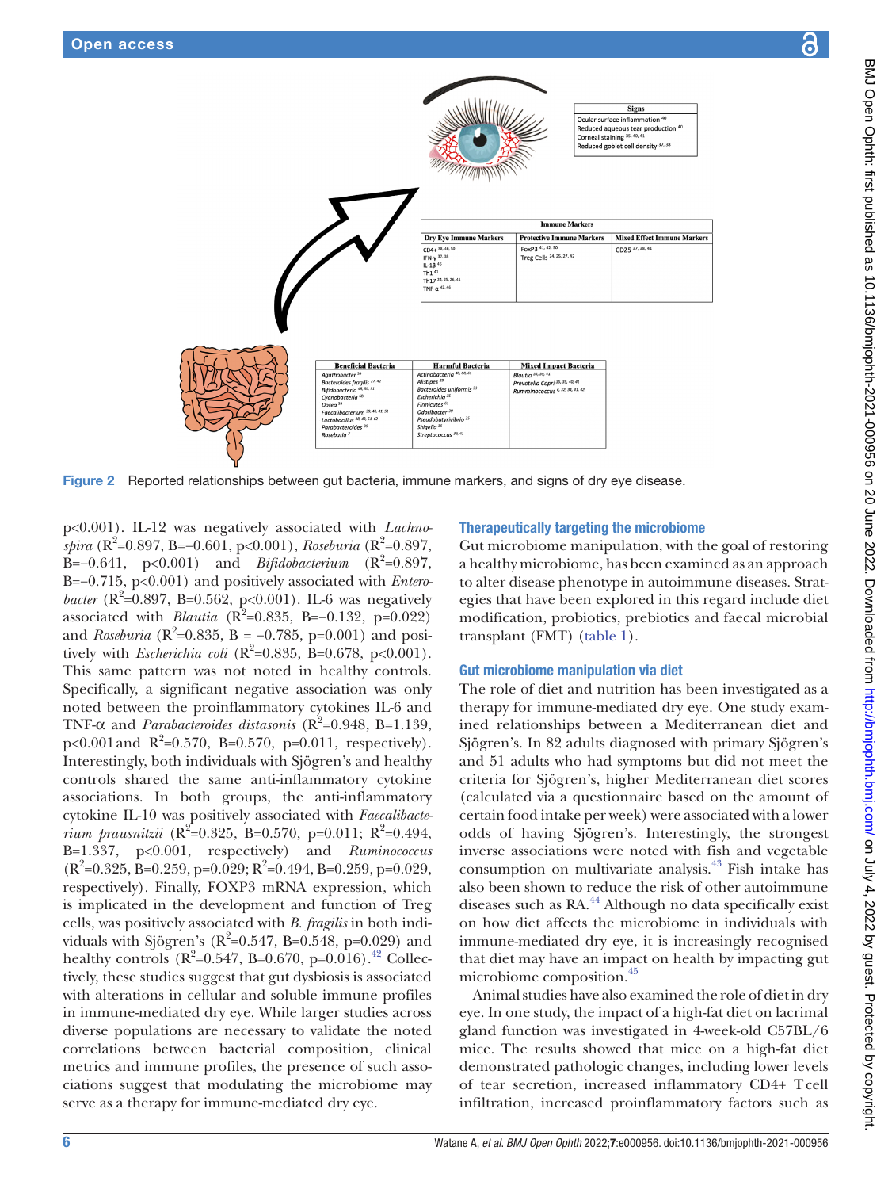| Signs |
|---|
| Ocular surface inflammation [40] |
| Reduced aqueous tear production [40] |
| Corneal staining [35, 40, 41] |
| Reduced goblet cell density [37, 38] |

| Immune Markers | | |
|---|---|---|
| Dry Eye Immune Markers | Protective Immune Markers | Mixed Effect Immune Markers |
| CD4+ [38, 46, 50]<br>IFN-γ [37, 38]<br>IL-18 [46]<br>Th1 [41]<br>Th17 [24, 25, 26, 41]<br>TNF-α [42, 46] | FoxP3 [41, 42, 50]<br>Treg Cells [24, 25, 27, 42] | CD25 [37, 38, 41] |

| Beneficial Bacteria | Harmful Bacteria | Mixed Impact Bacteria |
|---|---|---|
| Agathobacter [39]<br>Bacteroides fragilis [27, 42]<br>Bifidobacteria [48, 50, 51]<br>Cyanobacteria [40]<br>Dorea [39]<br>Faecalibacterium [39, 40, 41, 51]<br>Lactobacillus [38, 48, 51, 62]<br>Parabacteroides [35]<br>Roseburia [7] | Actinobacteria [40, 60, 61]<br>Alistipes [39]<br>Bacteroides uniformis [61]<br>Escherichia [35]<br>Firmicutes [61]<br>Odoribacter [39]<br>Pseudobutyrivibrio [35]<br>Shigella [35]<br>Streptococcus [39, 42] | Blautia [35, 39, 41]<br>Prevotella Copri [35, 39, 40, 41]<br>Rumminococcus [6, 32, 36, 41, 42] |

Figure 2 Reported relationships between gut bacteria, immune markers, and signs of dry eye disease.

p<0.001). IL-12 was negatively associated with *Lachnospira* ($R^2$=0.897, B=−0.601, p<0.001), *Roseburia* ($R^2$=0.897, B=−0.641, p<0.001) and *Bifidobacterium* ($R^2$=0.897, B=−0.715, p<0.001) and positively associated with *Enterobacter* ($R^2$=0.897, B=0.562, p<0.001). IL-6 was negatively associated with *Blautia* ($R^2$=0.835, B=−0.132, p=0.022) and *Roseburia* ($R^2$=0.835, B = −0.785, p=0.001) and positively with *Escherichia coli* ($R^2$=0.835, B=0.678, p<0.001). This same pattern was not noted in healthy controls. Specifically, a significant negative association was only noted between the proinflammatory cytokines IL-6 and TNF-α and *Parabacteroides distasonis* ($R^2$=0.948, B=1.139, p<0.001 and $R^2$=0.570, B=0.570, p=0.011, respectively). Interestingly, both individuals with Sjögren's and healthy controls shared the same anti-inflammatory cytokine associations. In both groups, the anti-inflammatory cytokine IL-10 was positively associated with *Faecalibacterium prausnitzii* ($R^2$=0.325, B=0.570, p=0.011; $R^2$=0.494, B=1.337, p<0.001, respectively) and *Ruminococcus* ($R^2$=0.325, B=0.259, p=0.029; $R^2$=0.494, B=0.259, p=0.029, respectively). Finally, FOXP3 mRNA expression, which is implicated in the development and function of Treg cells, was positively associated with *B. fragilis* in both individuals with Sjögren's ($R^2$=0.547, B=0.548, p=0.029) and healthy controls ($R^2$=0.547, B=0.670, p=0.016).[42] Collectively, these studies suggest that gut dysbiosis is associated with alterations in cellular and soluble immune profiles in immune-mediated dry eye. While larger studies across diverse populations are necessary to validate the noted correlations between bacterial composition, clinical metrics and immune profiles, the presence of such associations suggest that modulating the microbiome may serve as a therapy for immune-mediated dry eye.

## Therapeutically targeting the microbiome

Gut microbiome manipulation, with the goal of restoring a healthy microbiome, has been examined as an approach to alter disease phenotype in autoimmune diseases. Strategies that have been explored in this regard include diet modification, probiotics, prebiotics and faecal microbial transplant (FMT) (table 1).

### Gut microbiome manipulation via diet

The role of diet and nutrition has been investigated as a therapy for immune-mediated dry eye. One study examined relationships between a Mediterranean diet and Sjögren's. In 82 adults diagnosed with primary Sjögren's and 51 adults who had symptoms but did not meet the criteria for Sjögren's, higher Mediterranean diet scores (calculated via a questionnaire based on the amount of certain food intake per week) were associated with a lower odds of having Sjögren's. Interestingly, the strongest inverse associations were noted with fish and vegetable consumption on multivariate analysis.[43] Fish intake has also been shown to reduce the risk of other autoimmune diseases such as RA.[44] Although no data specifically exist on how diet affects the microbiome in individuals with immune-mediated dry eye, it is increasingly recognised that diet may have an impact on health by impacting gut microbiome composition.[45]

Animal studies have also examined the role of diet in dry eye. In one study, the impact of a high-fat diet on lacrimal gland function was investigated in 4-week-old C57BL/6 mice. The results showed that mice on a high-fat diet demonstrated pathologic changes, including lower levels of tear secretion, increased inflammatory CD4+ T cell infiltration, increased proinflammatory factors such as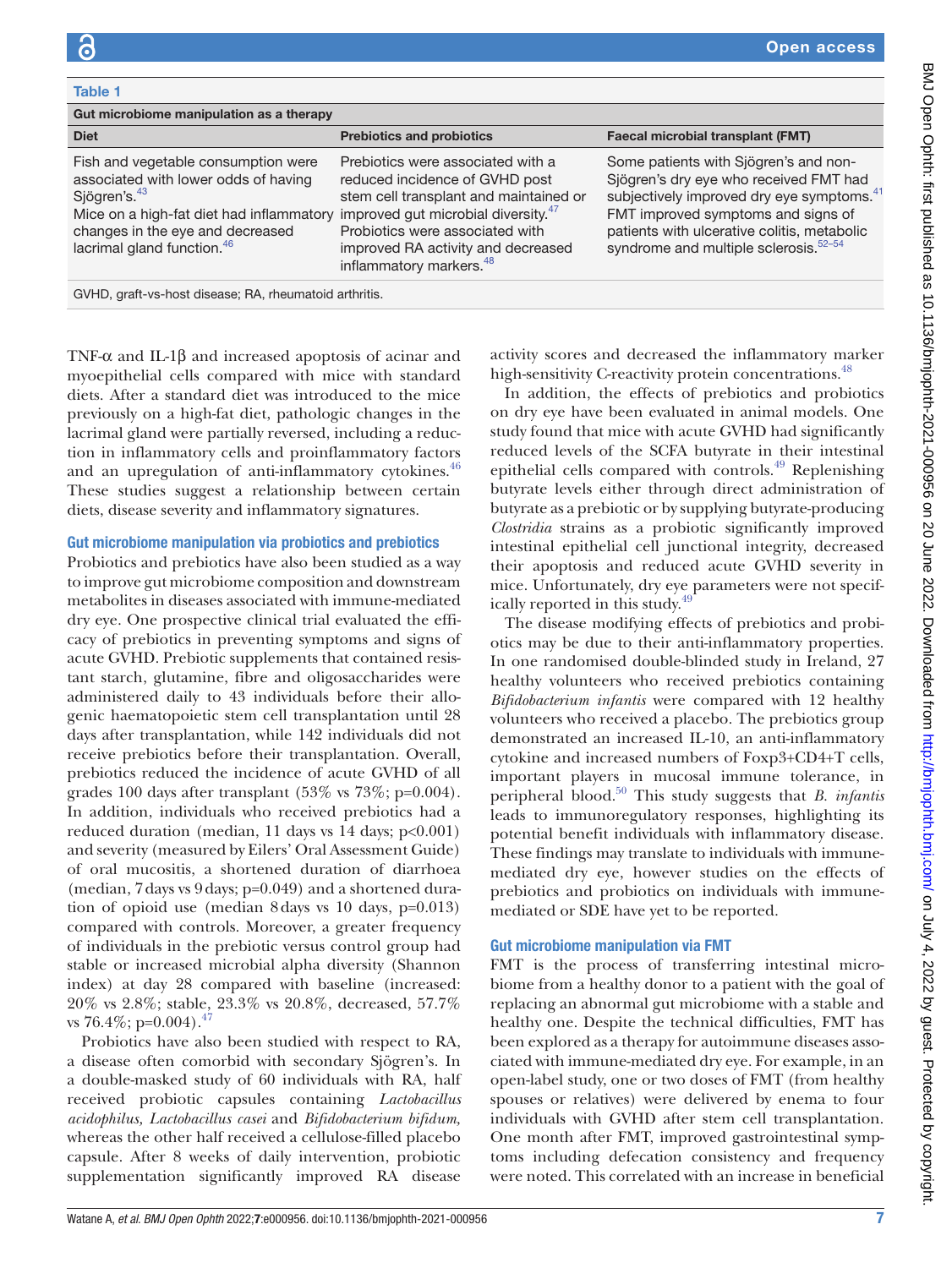**Table 1**

| Gut microbiome manipulation as a therapy | | |
|---|---|---|
| **Diet** | **Prebiotics and probiotics** | **Faecal microbial transplant (FMT)** |
| Fish and vegetable consumption were associated with lower odds of having Sjögren's.[43] Mice on a high-fat diet had inflammatory changes in the eye and decreased lacrimal gland function.[46] | Prebiotics were associated with a reduced incidence of GVHD post stem cell transplant and maintained or improved gut microbial diversity.[47] Probiotics were associated with improved RA activity and decreased inflammatory markers.[48] | Some patients with Sjögren's and non-Sjögren's dry eye who received FMT had subjectively improved dry eye symptoms.[41] FMT improved symptoms and signs of patients with ulcerative colitis, metabolic syndrome and multiple sclerosis.[52–54] |

GVHD, graft-vs-host disease; RA, rheumatoid arthritis.

TNF-α and IL-1β and increased apoptosis of acinar and myoepithelial cells compared with mice with standard diets. After a standard diet was introduced to the mice previously on a high-fat diet, pathologic changes in the lacrimal gland were partially reversed, including a reduction in inflammatory cells and proinflammatory factors and an upregulation of anti-inflammatory cytokines.[46] These studies suggest a relationship between certain diets, disease severity and inflammatory signatures.

### Gut microbiome manipulation via probiotics and prebiotics

Probiotics and prebiotics have also been studied as a way to improve gut microbiome composition and downstream metabolites in diseases associated with immune-mediated dry eye. One prospective clinical trial evaluated the efficacy of prebiotics in preventing symptoms and signs of acute GVHD. Prebiotic supplements that contained resistant starch, glutamine, fibre and oligosaccharides were administered daily to 43 individuals before their allogenic haematopoietic stem cell transplantation until 28 days after transplantation, while 142 individuals did not receive prebiotics before their transplantation. Overall, prebiotics reduced the incidence of acute GVHD of all grades 100 days after transplant (53% vs 73%; p=0.004). In addition, individuals who received prebiotics had a reduced duration (median, 11 days vs 14 days; p<0.001) and severity (measured by Eilers' Oral Assessment Guide) of oral mucositis, a shortened duration of diarrhoea (median, 7 days vs 9 days; p=0.049) and a shortened duration of opioid use (median 8 days vs 10 days, p=0.013) compared with controls. Moreover, a greater frequency of individuals in the prebiotic versus control group had stable or increased microbial alpha diversity (Shannon index) at day 28 compared with baseline (increased: 20% vs 2.8%; stable, 23.3% vs 20.8%, decreased, 57.7% vs 76.4%; p=0.004).[47]

Probiotics have also been studied with respect to RA, a disease often comorbid with secondary Sjögren's. In a double-masked study of 60 individuals with RA, half received probiotic capsules containing *Lactobacillus acidophilus, Lactobacillus casei* and *Bifidobacterium bifidum,* whereas the other half received a cellulose-filled placebo capsule. After 8 weeks of daily intervention, probiotic supplementation significantly improved RA disease activity scores and decreased the inflammatory marker high-sensitivity C-reactivity protein concentrations.[48]

In addition, the effects of prebiotics and probiotics on dry eye have been evaluated in animal models. One study found that mice with acute GVHD had significantly reduced levels of the SCFA butyrate in their intestinal epithelial cells compared with controls.[49] Replenishing butyrate levels either through direct administration of butyrate as a prebiotic or by supplying butyrate-producing *Clostridia* strains as a probiotic significantly improved intestinal epithelial cell junctional integrity, decreased their apoptosis and reduced acute GVHD severity in mice. Unfortunately, dry eye parameters were not specifically reported in this study.[49]

The disease modifying effects of prebiotics and probiotics may be due to their anti-inflammatory properties. In one randomised double-blinded study in Ireland, 27 healthy volunteers who received prebiotics containing *Bifidobacterium infantis* were compared with 12 healthy volunteers who received a placebo. The prebiotics group demonstrated an increased IL-10, an anti-inflammatory cytokine and increased numbers of Foxp3+CD4+T cells, important players in mucosal immune tolerance, in peripheral blood.[50] This study suggests that *B. infantis* leads to immunoregulatory responses, highlighting its potential benefit individuals with inflammatory disease. These findings may translate to individuals with immune-mediated dry eye, however studies on the effects of prebiotics and probiotics on individuals with immune-mediated or SDE have yet to be reported.

### Gut microbiome manipulation via FMT

FMT is the process of transferring intestinal microbiome from a healthy donor to a patient with the goal of replacing an abnormal gut microbiome with a stable and healthy one. Despite the technical difficulties, FMT has been explored as a therapy for autoimmune diseases associated with immune-mediated dry eye. For example, in an open-label study, one or two doses of FMT (from healthy spouses or relatives) were delivered by enema to four individuals with GVHD after stem cell transplantation. One month after FMT, improved gastrointestinal symptoms including defecation consistency and frequency were noted. This correlated with an increase in beneficial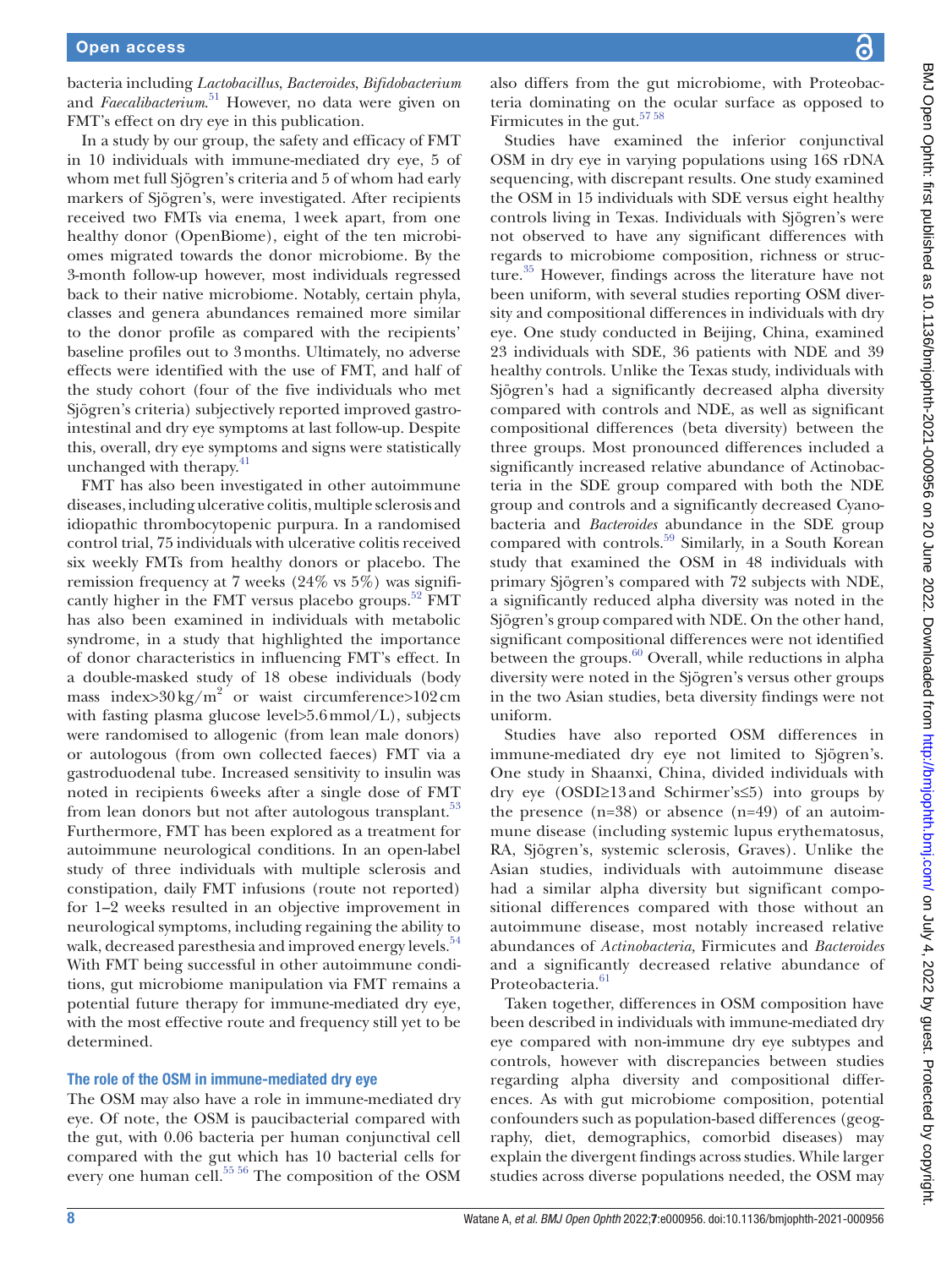bacteria including *Lactobacillus*, *Bacteroides*, *Bifidobacterium* and *Faecalibacterium*.[51] However, no data were given on FMT's effect on dry eye in this publication.

In a study by our group, the safety and efficacy of FMT in 10 individuals with immune-mediated dry eye, 5 of whom met full Sjögren's criteria and 5 of whom had early markers of Sjögren's, were investigated. After recipients received two FMTs via enema, 1 week apart, from one healthy donor (OpenBiome), eight of the ten microbiomes migrated towards the donor microbiome. By the 3-month follow-up however, most individuals regressed back to their native microbiome. Notably, certain phyla, classes and genera abundances remained more similar to the donor profile as compared with the recipients' baseline profiles out to 3 months. Ultimately, no adverse effects were identified with the use of FMT, and half of the study cohort (four of the five individuals who met Sjögren's criteria) subjectively reported improved gastrointestinal and dry eye symptoms at last follow-up. Despite this, overall, dry eye symptoms and signs were statistically unchanged with therapy.[41]

FMT has also been investigated in other autoimmune diseases, including ulcerative colitis, multiple sclerosis and idiopathic thrombocytopenic purpura. In a randomised control trial, 75 individuals with ulcerative colitis received six weekly FMTs from healthy donors or placebo. The remission frequency at 7 weeks (24% vs 5%) was significantly higher in the FMT versus placebo groups.[52] FMT has also been examined in individuals with metabolic syndrome, in a study that highlighted the importance of donor characteristics in influencing FMT's effect. In a double-masked study of 18 obese individuals (body mass index>30 kg/m$^2$ or waist circumference>102 cm with fasting plasma glucose level>5.6 mmol/L), subjects were randomised to allogenic (from lean male donors) or autologous (from own collected faeces) FMT via a gastroduodenal tube. Increased sensitivity to insulin was noted in recipients 6 weeks after a single dose of FMT from lean donors but not after autologous transplant.[53] Furthermore, FMT has been explored as a treatment for autoimmune neurological conditions. In an open-label study of three individuals with multiple sclerosis and constipation, daily FMT infusions (route not reported) for 1–2 weeks resulted in an objective improvement in neurological symptoms, including regaining the ability to walk, decreased paresthesia and improved energy levels.[54] With FMT being successful in other autoimmune conditions, gut microbiome manipulation via FMT remains a potential future therapy for immune-mediated dry eye, with the most effective route and frequency still yet to be determined.

### The role of the OSM in immune-mediated dry eye

The OSM may also have a role in immune-mediated dry eye. Of note, the OSM is paucibacterial compared with the gut, with 0.06 bacteria per human conjunctival cell compared with the gut which has 10 bacterial cells for every one human cell.[55,56] The composition of the OSM also differs from the gut microbiome, with Proteobacteria dominating on the ocular surface as opposed to Firmicutes in the gut.[57,58]

Studies have examined the inferior conjunctival OSM in dry eye in varying populations using 16S rDNA sequencing, with discrepant results. One study examined the OSM in 15 individuals with SDE versus eight healthy controls living in Texas. Individuals with Sjögren's were not observed to have any significant differences with regards to microbiome composition, richness or structure.[35] However, findings across the literature have not been uniform, with several studies reporting OSM diversity and compositional differences in individuals with dry eye. One study conducted in Beijing, China, examined 23 individuals with SDE, 36 patients with NDE and 39 healthy controls. Unlike the Texas study, individuals with Sjögren's had a significantly decreased alpha diversity compared with controls and NDE, as well as significant compositional differences (beta diversity) between the three groups. Most pronounced differences included a significantly increased relative abundance of Actinobacteria in the SDE group compared with both the NDE group and controls and a significantly decreased Cyanobacteria and *Bacteroides* abundance in the SDE group compared with controls.[59] Similarly, in a South Korean study that examined the OSM in 48 individuals with primary Sjögren's compared with 72 subjects with NDE, a significantly reduced alpha diversity was noted in the Sjögren's group compared with NDE. On the other hand, significant compositional differences were not identified between the groups.[60] Overall, while reductions in alpha diversity were noted in the Sjögren's versus other groups in the two Asian studies, beta diversity findings were not uniform.

Studies have also reported OSM differences in immune-mediated dry eye not limited to Sjögren's. One study in Shaanxi, China, divided individuals with dry eye (OSDI≥13 and Schirmer's≤5) into groups by the presence (n=38) or absence (n=49) of an autoimmune disease (including systemic lupus erythematosus, RA, Sjögren's, systemic sclerosis, Graves). Unlike the Asian studies, individuals with autoimmune disease had a similar alpha diversity but significant compositional differences compared with those without an autoimmune disease, most notably increased relative abundances of *Actinobacteria,* Firmicutes and *Bacteroides* and a significantly decreased relative abundance of Proteobacteria.[61]

Taken together, differences in OSM composition have been described in individuals with immune-mediated dry eye compared with non-immune dry eye subtypes and controls, however with discrepancies between studies regarding alpha diversity and compositional differences. As with gut microbiome composition, potential confounders such as population-based differences (geography, diet, demographics, comorbid diseases) may explain the divergent findings across studies. While larger studies across diverse populations needed, the OSM may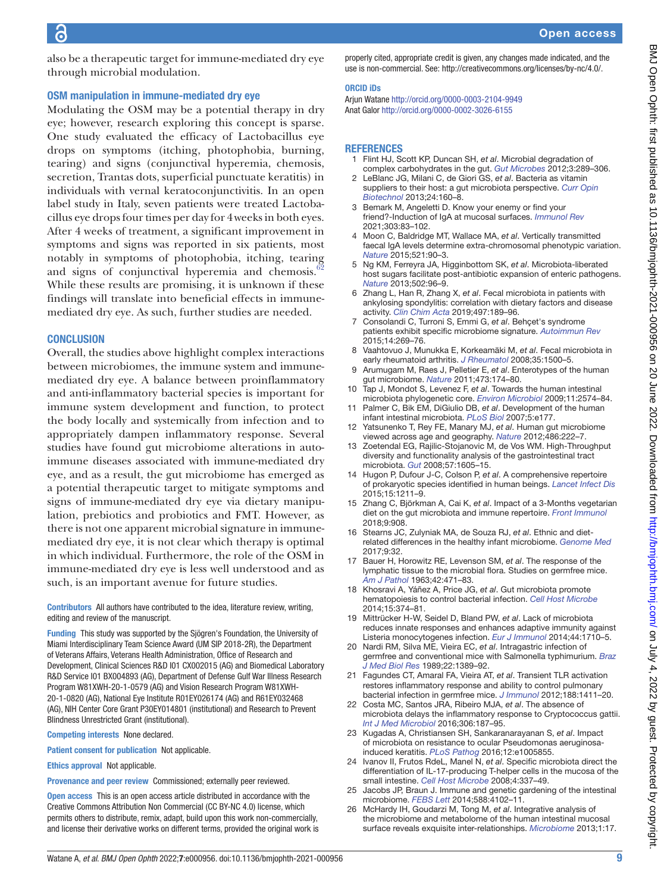also be a therapeutic target for immune-mediated dry eye through microbial modulation.

### OSM manipulation in immune-mediated dry eye

Modulating the OSM may be a potential therapy in dry eye; however, research exploring this concept is sparse. One study evaluated the efficacy of Lactobacillus eye drops on symptoms (itching, photophobia, burning, tearing) and signs (conjunctival hyperemia, chemosis, secretion, Trantas dots, superficial punctuate keratitis) in individuals with vernal keratoconjunctivitis. In an open label study in Italy, seven patients were treated Lactobacillus eye drops four times per day for 4 weeks in both eyes. After 4 weeks of treatment, a significant improvement in symptoms and signs was reported in six patients, most notably in symptoms of photophobia, itching, tearing and signs of conjunctival hyperemia and chemosis.[62] While these results are promising, it is unknown if these findings will translate into beneficial effects in immune-mediated dry eye. As such, further studies are needed.

## CONCLUSION

Overall, the studies above highlight complex interactions between microbiomes, the immune system and immune-mediated dry eye. A balance between proinflammatory and anti-inflammatory bacterial species is important for immune system development and function, to protect the body locally and systemically from infection and to appropriately dampen inflammatory response. Several studies have found gut microbiome alterations in autoimmune diseases associated with immune-mediated dry eye, and as a result, the gut microbiome has emerged as a potential therapeutic target to mitigate symptoms and signs of immune-mediated dry eye via dietary manipulation, prebiotics and probiotics and FMT. However, as there is not one apparent microbial signature in immune-mediated dry eye, it is not clear which therapy is optimal in which individual. Furthermore, the role of the OSM in immune-mediated dry eye is less well understood and as such, is an important avenue for future studies.

**Contributors** All authors have contributed to the idea, literature review, writing, editing and review of the manuscript.

**Funding** This study was supported by the Sjögren's Foundation, the University of Miami Interdisciplinary Team Science Award (UM SIP 2018-2R), the Department of Veterans Affairs, Veterans Health Administration, Office of Research and Development, Clinical Sciences R&D I01 CX002015 (AG) and Biomedical Laboratory R&D Service I01 BX004893 (AG), Department of Defense Gulf War Illness Research Program W81XWH-20-1-0579 (AG) and Vision Research Program W81XWH-20-1-0820 (AG), National Eye Institute R01EY026174 (AG) and R61EY032468 (AG), NIH Center Core Grant P30EY014801 (institutional) and Research to Prevent Blindness Unrestricted Grant (institutional).

**Competing interests** None declared.

**Patient consent for publication** Not applicable.

**Ethics approval** Not applicable.

**Provenance and peer review** Commissioned; externally peer reviewed.

**Open access** This is an open access article distributed in accordance with the Creative Commons Attribution Non Commercial (CC BY-NC 4.0) license, which permits others to distribute, remix, adapt, build upon this work non-commercially, and license their derivative works on different terms, provided the original work is properly cited, appropriate credit is given, any changes made indicated, and the use is non-commercial. See: http://creativecommons.org/licenses/by-nc/4.0/.

**ORCID iDs**

Arjun Watane http://orcid.org/0000-0003-2104-9949
Anat Galor http://orcid.org/0000-0002-3026-6155

## REFERENCES

1. Flint HJ, Scott KP, Duncan SH, *et al*. Microbial degradation of complex carbohydrates in the gut. *Gut Microbes* 2012;3:289–306.
2. LeBlanc JG, Milani C, de Giori GS, *et al*. Bacteria as vitamin suppliers to their host: a gut microbiota perspective. *Curr Opin Biotechnol* 2013;24:160–8.
3. Bemark M, Angeletti D. Know your enemy or find your friend?-Induction of IgA at mucosal surfaces. *Immunol Rev* 2021;303:83–102.
4. Moon C, Baldridge MT, Wallace MA, *et al*. Vertically transmitted faecal IgA levels determine extra-chromosomal phenotypic variation. *Nature* 2015;521:90–3.
5. Ng KM, Ferreyra JA, Higginbottom SK, *et al*. Microbiota-liberated host sugars facilitate post-antibiotic expansion of enteric pathogens. *Nature* 2013;502:96–9.
6. Zhang L, Han R, Zhang X, *et al*. Fecal microbiota in patients with ankylosing spondylitis: correlation with dietary factors and disease activity. *Clin Chim Acta* 2019;497:189–96.
7. Consolandi C, Turroni S, Emmi G, *et al*. Behçet's syndrome patients exhibit specific microbiome signature. *Autoimmun Rev* 2015;14:269–76.
8. Vaahtovuo J, Munukka E, Korkeamäki M, *et al*. Fecal microbiota in early rheumatoid arthritis. *J Rheumatol* 2008;35:1500–5.
9. Arumugam M, Raes J, Pelletier E, *et al*. Enterotypes of the human gut microbiome. *Nature* 2011;473:174–80.
10. Tap J, Mondot S, Levenez F, *et al*. Towards the human intestinal microbiota phylogenetic core. *Environ Microbiol* 2009;11:2574–84.
11. Palmer C, Bik EM, DiGiulio DB, *et al*. Development of the human infant intestinal microbiota. *PLoS Biol* 2007;5:e177.
12. Yatsunenko T, Rey FE, Manary MJ, *et al*. Human gut microbiome viewed across age and geography. *Nature* 2012;486:222–7.
13. Zoetendal EG, Rajilic-Stojanovic M, de Vos WM. High-Throughput diversity and functionality analysis of the gastrointestinal tract microbiota. *Gut* 2008;57:1605–15.
14. Hugon P, Dufour J-C, Colson P, *et al*. A comprehensive repertoire of prokaryotic species identified in human beings. *Lancet Infect Dis* 2015;15:1211–9.
15. Zhang C, Björkman A, Cai K, *et al*. Impact of a 3-Months vegetarian diet on the gut microbiota and immune repertoire. *Front Immunol* 2018;9:908.
16. Stearns JC, Zulyniak MA, de Souza RJ, *et al*. Ethnic and diet-related differences in the healthy infant microbiome. *Genome Med* 2017;9:32.
17. Bauer H, Horowitz RE, Levenson SM, *et al*. The response of the lymphatic tissue to the microbial flora. Studies on germfree mice. *Am J Pathol* 1963;42:471–83.
18. Khosravi A, Yáñez A, Price JG, *et al*. Gut microbiota promote hematopoiesis to control bacterial infection. *Cell Host Microbe* 2014;15:374–81.
19. Mittrücker H-W, Seidel D, Bland PW, *et al*. Lack of microbiota reduces innate responses and enhances adaptive immunity against Listeria monocytogenes infection. *Eur J Immunol* 2014;44:1710–5.
20. Nardi RM, Silva ME, Vieira EC, *et al*. Intragastric infection of germfree and conventional mice with Salmonella typhimurium. *Braz J Med Biol Res* 1989;22:1389–92.
21. Fagundes CT, Amaral FA, Vieira AT, *et al*. Transient TLR activation restores inflammatory response and ability to control pulmonary bacterial infection in germfree mice. *J Immunol* 2012;188:1411–20.
22. Costa MC, Santos JRA, Ribeiro MJA, *et al*. The absence of microbiota delays the inflammatory response to Cryptococcus gattii. *Int J Med Microbiol* 2016;306:187–95.
23. Kugadas A, Christiansen SH, Sankaranarayanan S, *et al*. Impact of microbiota on resistance to ocular Pseudomonas aeruginosa-induced keratitis. *PLoS Pathog* 2016;12:e1005855.
24. Ivanov II, Frutos RdeL, Manel N, *et al*. Specific microbiota direct the differentiation of IL-17-producing T-helper cells in the mucosa of the small intestine. *Cell Host Microbe* 2008;4:337–49.
25. Jacobs JP, Braun J. Immune and genetic gardening of the intestinal microbiome. *FEBS Lett* 2014;588:4102–11.
26. McHardy IH, Goudarzi M, Tong M, *et al*. Integrative analysis of the microbiome and metabolome of the human intestinal mucosal surface reveals exquisite inter-relationships. *Microbiome* 2013;1:17.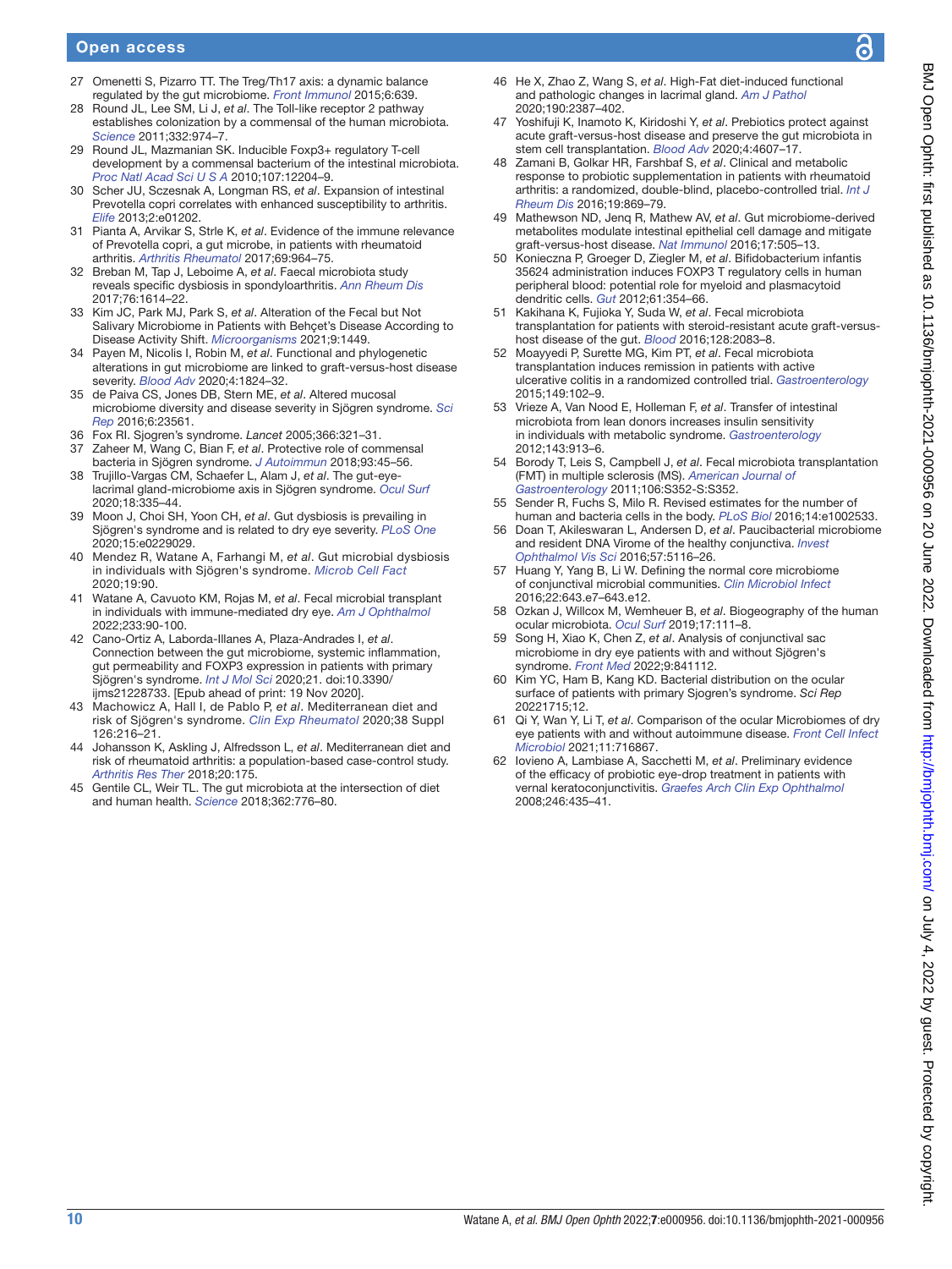27 Omenetti S, Pizarro TT. The Treg/Th17 axis: a dynamic balance regulated by the gut microbiome. *Front Immunol* 2015;6:639.
28 Round JL, Lee SM, Li J, *et al*. The Toll-like receptor 2 pathway establishes colonization by a commensal of the human microbiota. *Science* 2011;332:974–7.
29 Round JL, Mazmanian SK. Inducible Foxp3+ regulatory T-cell development by a commensal bacterium of the intestinal microbiota. *Proc Natl Acad Sci U S A* 2010;107:12204–9.
30 Scher JU, Sczesnak A, Longman RS, *et al*. Expansion of intestinal Prevotella copri correlates with enhanced susceptibility to arthritis. *Elife* 2013;2:e01202.
31 Pianta A, Arvikar S, Strle K, *et al*. Evidence of the immune relevance of Prevotella copri, a gut microbe, in patients with rheumatoid arthritis. *Arthritis Rheumatol* 2017;69:964–75.
32 Breban M, Tap J, Leboime A, *et al*. Faecal microbiota study reveals specific dysbiosis in spondyloarthritis. *Ann Rheum Dis* 2017;76:1614–22.
33 Kim JC, Park MJ, Park S, *et al*. Alteration of the Fecal but Not Salivary Microbiome in Patients with Behçet's Disease According to Disease Activity Shift. *Microorganisms* 2021;9:1449.
34 Payen M, Nicolis I, Robin M, *et al*. Functional and phylogenetic alterations in gut microbiome are linked to graft-versus-host disease severity. *Blood Adv* 2020;4:1824–32.
35 de Paiva CS, Jones DB, Stern ME, *et al*. Altered mucosal microbiome diversity and disease severity in Sjögren syndrome. *Sci Rep* 2016;6:23561.
36 Fox RI. Sjogren's syndrome. *Lancet* 2005;366:321–31.
37 Zaheer M, Wang C, Bian F, *et al*. Protective role of commensal bacteria in Sjögren syndrome. *J Autoimmun* 2018;93:45–56.
38 Trujillo-Vargas CM, Schaefer L, Alam J, *et al*. The gut-eye-lacrimal gland-microbiome axis in Sjögren syndrome. *Ocul Surf* 2020;18:335–44.
39 Moon J, Choi SH, Yoon CH, *et al*. Gut dysbiosis is prevailing in Sjögren's syndrome and is related to dry eye severity. *PLoS One* 2020;15:e0229029.
40 Mendez R, Watane A, Farhangi M, *et al*. Gut microbial dysbiosis in individuals with Sjögren's syndrome. *Microb Cell Fact* 2020;19:90.
41 Watane A, Cavuoto KM, Rojas M, *et al*. Fecal microbial transplant in individuals with immune-mediated dry eye. *Am J Ophthalmol* 2022;233:90-100.
42 Cano-Ortiz A, Laborda-Illanes A, Plaza-Andrades I, *et al*. Connection between the gut microbiome, systemic inflammation, gut permeability and FOXP3 expression in patients with primary Sjögren's syndrome. *Int J Mol Sci* 2020;21. doi:10.3390/ijms21228733. [Epub ahead of print: 19 Nov 2020].
43 Machowicz A, Hall I, de Pablo P, *et al*. Mediterranean diet and risk of Sjögren's syndrome. *Clin Exp Rheumatol* 2020;38 Suppl 126:216–21.
44 Johansson K, Askling J, Alfredsson L, *et al*. Mediterranean diet and risk of rheumatoid arthritis: a population-based case-control study. *Arthritis Res Ther* 2018;20:175.
45 Gentile CL, Weir TL. The gut microbiota at the intersection of diet and human health. *Science* 2018;362:776–80.
46 He X, Zhao Z, Wang S, *et al*. High-Fat diet-induced functional and pathologic changes in lacrimal gland. *Am J Pathol* 2020;190:2387–402.
47 Yoshifuji K, Inamoto K, Kiridoshi Y, *et al*. Prebiotics protect against acute graft-versus-host disease and preserve the gut microbiota in stem cell transplantation. *Blood Adv* 2020;4:4607–17.
48 Zamani B, Golkar HR, Farshbaf S, *et al*. Clinical and metabolic response to probiotic supplementation in patients with rheumatoid arthritis: a randomized, double-blind, placebo-controlled trial. *Int J Rheum Dis* 2016;19:869–79.
49 Mathewson ND, Jenq R, Mathew AV, *et al*. Gut microbiome-derived metabolites modulate intestinal epithelial cell damage and mitigate graft-versus-host disease. *Nat Immunol* 2016;17:505–13.
50 Konieczna P, Groeger D, Ziegler M, *et al*. Bifidobacterium infantis 35624 administration induces FOXP3 T regulatory cells in human peripheral blood: potential role for myeloid and plasmacytoid dendritic cells. *Gut* 2012;61:354–66.
51 Kakihana K, Fujioka Y, Suda W, *et al*. Fecal microbiota transplantation for patients with steroid-resistant acute graft-versus-host disease of the gut. *Blood* 2016;128:2083–8.
52 Moayyedi P, Surette MG, Kim PT, *et al*. Fecal microbiota transplantation induces remission in patients with active ulcerative colitis in a randomized controlled trial. *Gastroenterology* 2015;149:102–9.
53 Vrieze A, Van Nood E, Holleman F, *et al*. Transfer of intestinal microbiota from lean donors increases insulin sensitivity in individuals with metabolic syndrome. *Gastroenterology* 2012;143:913–6.
54 Borody T, Leis S, Campbell J, *et al*. Fecal microbiota transplantation (FMT) in multiple sclerosis (MS). *American Journal of Gastroenterology* 2011;106:S352-S:S352.
55 Sender R, Fuchs S, Milo R. Revised estimates for the number of human and bacteria cells in the body. *PLoS Biol* 2016;14:e1002533.
56 Doan T, Akileswaran L, Andersen D, *et al*. Paucibacterial microbiome and resident DNA Virome of the healthy conjunctiva. *Invest Ophthalmol Vis Sci* 2016;57:5116–26.
57 Huang Y, Yang B, Li W. Defining the normal core microbiome of conjunctival microbial communities. *Clin Microbiol Infect* 2016;22:643.e7–643.e12.
58 Ozkan J, Willcox M, Wemheuer B, *et al*. Biogeography of the human ocular microbiota. *Ocul Surf* 2019;17:111–8.
59 Song H, Xiao K, Chen Z, *et al*. Analysis of conjunctival sac microbiome in dry eye patients with and without Sjögren's syndrome. *Front Med* 2022;9:841112.
60 Kim YC, Ham B, Kang KD. Bacterial distribution on the ocular surface of patients with primary Sjogren's syndrome. *Sci Rep* 20221715;12.
61 Qi Y, Wan Y, Li T, *et al*. Comparison of the ocular Microbiomes of dry eye patients with and without autoimmune disease. *Front Cell Infect Microbiol* 2021;11:716867.
62 Iovieno A, Lambiase A, Sacchetti M, *et al*. Preliminary evidence of the efficacy of probiotic eye-drop treatment in patients with vernal keratoconjunctivitis. *Graefes Arch Clin Exp Ophthalmol* 2008;246:435–41.